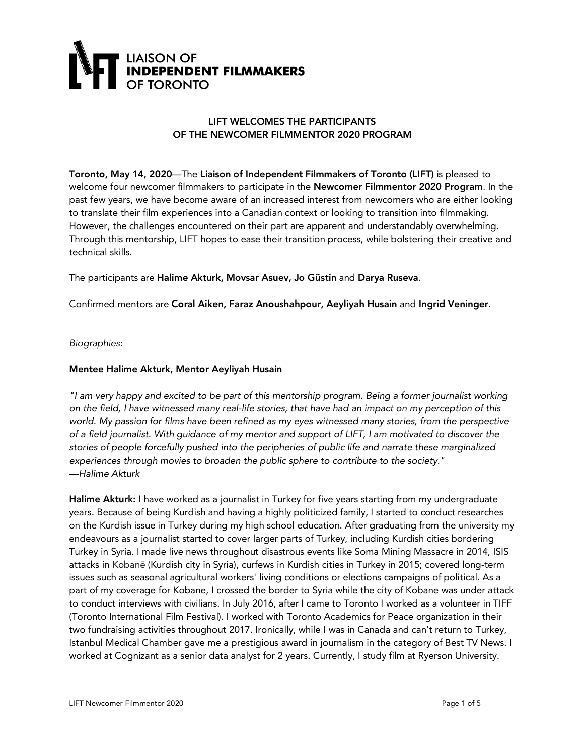# LIAISON OF INDEPENDENT FILMMAKERS OF TORONTO

## LIFT WELCOMES THE PARTICIPANTS OF THE NEWCOMER FILMMENTOR 2020 PROGRAM

**Toronto, May 14, 2020**—The **Liaison of Independent Filmmakers of Toronto (LIFT)** is pleased to welcome four newcomer filmmakers to participate in the **Newcomer Filmmentor 2020 Program**. In the past few years, we have become aware of an increased interest from newcomers who are either looking to translate their film experiences into a Canadian context or looking to transition into filmmaking. However, the challenges encountered on their part are apparent and understandably overwhelming. Through this mentorship, LIFT hopes to ease their transition process, while bolstering their creative and technical skills.

The participants are **Halime Akturk, Movsar Asuev, Jo Güstin** and **Darya Ruseva**.

Confirmed mentors are **Coral Aiken, Faraz Anoushahpour, Aeyliyah Husain** and **Ingrid Veninger**.

*Biographies:*

**Mentee Halime Akturk, Mentor Aeyliyah Husain**

*"I am very happy and excited to be part of this mentorship program. Being a former journalist working on the field, I have witnessed many real-life stories, that have had an impact on my perception of this world. My passion for films have been refined as my eyes witnessed many stories, from the perspective of a field journalist. With guidance of my mentor and support of LIFT, I am motivated to discover the stories of people forcefully pushed into the peripheries of public life and narrate these marginalized experiences through movies to broaden the public sphere to contribute to the society."*
*—Halime Akturk*

**Halime Akturk:** I have worked as a journalist in Turkey for five years starting from my undergraduate years. Because of being Kurdish and having a highly politicized family, I started to conduct researches on the Kurdish issue in Turkey during my high school education. After graduating from the university my endeavours as a journalist started to cover larger parts of Turkey, including Kurdish cities bordering Turkey in Syria. I made live news throughout disastrous events like Soma Mining Massacre in 2014, ISIS attacks in Kobanê (Kurdish city in Syria), curfews in Kurdish cities in Turkey in 2015; covered long-term issues such as seasonal agricultural workers' living conditions or elections campaigns of political. As a part of my coverage for Kobane, I crossed the border to Syria while the city of Kobane was under attack to conduct interviews with civilians. In July 2016, after I came to Toronto I worked as a volunteer in TIFF (Toronto International Film Festival). I worked with Toronto Academics for Peace organization in their two fundraising activities throughout 2017. Ironically, while I was in Canada and can't return to Turkey, Istanbul Medical Chamber gave me a prestigious award in journalism in the category of Best TV News. I worked at Cognizant as a senior data analyst for 2 years. Currently, I study film at Ryerson University.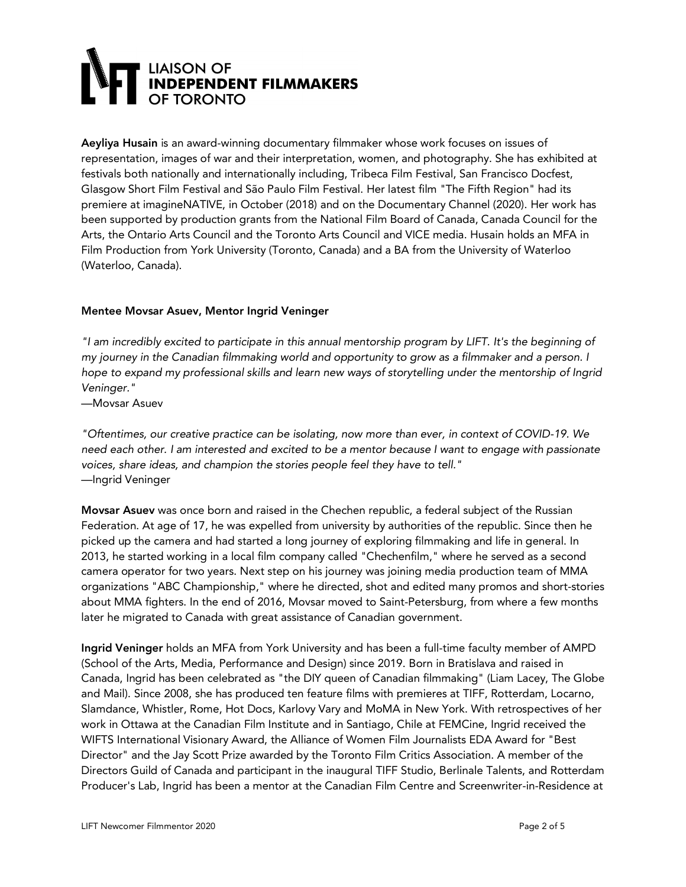# LIAISON OF INDEPENDENT FILMMAKERS OF TORONTO

**Aeyliya Husain** is an award-winning documentary filmmaker whose work focuses on issues of representation, images of war and their interpretation, women, and photography. She has exhibited at festivals both nationally and internationally including, Tribeca Film Festival, San Francisco Docfest, Glasgow Short Film Festival and São Paulo Film Festival. Her latest film "The Fifth Region" had its premiere at imagineNATIVE, in October (2018) and on the Documentary Channel (2020). Her work has been supported by production grants from the National Film Board of Canada, Canada Council for the Arts, the Ontario Arts Council and the Toronto Arts Council and VICE media. Husain holds an MFA in Film Production from York University (Toronto, Canada) and a BA from the University of Waterloo (Waterloo, Canada).

**Mentee Movsar Asuev, Mentor Ingrid Veninger**

*"I am incredibly excited to participate in this annual mentorship program by LIFT. It's the beginning of my journey in the Canadian filmmaking world and opportunity to grow as a filmmaker and a person. I hope to expand my professional skills and learn new ways of storytelling under the mentorship of Ingrid Veninger."*
—Movsar Asuev

*"Oftentimes, our creative practice can be isolating, now more than ever, in context of COVID-19. We need each other. I am interested and excited to be a mentor because I want to engage with passionate voices, share ideas, and champion the stories people feel they have to tell."*
—Ingrid Veninger

**Movsar Asuev** was once born and raised in the Chechen republic, a federal subject of the Russian Federation. At age of 17, he was expelled from university by authorities of the republic. Since then he picked up the camera and had started a long journey of exploring filmmaking and life in general. In 2013, he started working in a local film company called "Chechenfilm," where he served as a second camera operator for two years. Next step on his journey was joining media production team of MMA organizations "ABC Championship," where he directed, shot and edited many promos and short-stories about MMA fighters. In the end of 2016, Movsar moved to Saint-Petersburg, from where a few months later he migrated to Canada with great assistance of Canadian government.

**Ingrid Veninger** holds an MFA from York University and has been a full-time faculty member of AMPD (School of the Arts, Media, Performance and Design) since 2019. Born in Bratislava and raised in Canada, Ingrid has been celebrated as "the DIY queen of Canadian filmmaking" (Liam Lacey, The Globe and Mail). Since 2008, she has produced ten feature films with premieres at TIFF, Rotterdam, Locarno, Slamdance, Whistler, Rome, Hot Docs, Karlovy Vary and MoMA in New York. With retrospectives of her work in Ottawa at the Canadian Film Institute and in Santiago, Chile at FEMCine, Ingrid received the WIFTS International Visionary Award, the Alliance of Women Film Journalists EDA Award for "Best Director" and the Jay Scott Prize awarded by the Toronto Film Critics Association. A member of the Directors Guild of Canada and participant in the inaugural TIFF Studio, Berlinale Talents, and Rotterdam Producer's Lab, Ingrid has been a mentor at the Canadian Film Centre and Screenwriter-in-Residence at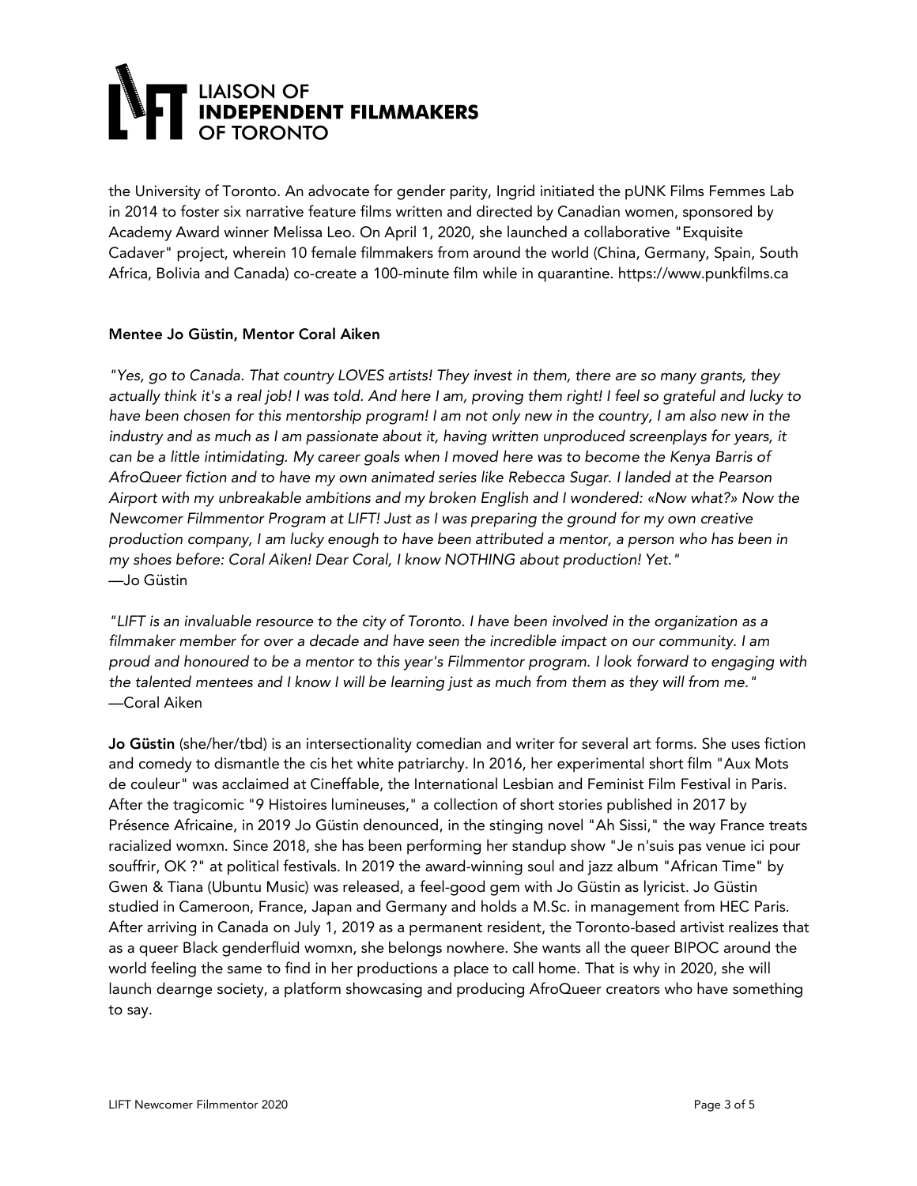the University of Toronto. An advocate for gender parity, Ingrid initiated the pUNK Films Femmes Lab in 2014 to foster six narrative feature films written and directed by Canadian women, sponsored by Academy Award winner Melissa Leo. On April 1, 2020, she launched a collaborative "Exquisite Cadaver" project, wherein 10 female filmmakers from around the world (China, Germany, Spain, South Africa, Bolivia and Canada) co-create a 100-minute film while in quarantine. https://www.punkfilms.ca

**Mentee Jo Güstin, Mentor Coral Aiken**

*"Yes, go to Canada. That country LOVES artists! They invest in them, there are so many grants, they actually think it's a real job! I was told. And here I am, proving them right! I feel so grateful and lucky to have been chosen for this mentorship program! I am not only new in the country, I am also new in the industry and as much as I am passionate about it, having written unproduced screenplays for years, it can be a little intimidating. My career goals when I moved here was to become the Kenya Barris of AfroQueer fiction and to have my own animated series like Rebecca Sugar. I landed at the Pearson Airport with my unbreakable ambitions and my broken English and I wondered: «Now what?» Now the Newcomer Filmmentor Program at LIFT! Just as I was preparing the ground for my own creative production company, I am lucky enough to have been attributed a mentor, a person who has been in my shoes before: Coral Aiken! Dear Coral, I know NOTHING about production! Yet."*
—Jo Güstin

*"LIFT is an invaluable resource to the city of Toronto. I have been involved in the organization as a filmmaker member for over a decade and have seen the incredible impact on our community. I am proud and honoured to be a mentor to this year's Filmmentor program. I look forward to engaging with the talented mentees and I know I will be learning just as much from them as they will from me."*
—Coral Aiken

**Jo Güstin** (she/her/tbd) is an intersectionality comedian and writer for several art forms. She uses fiction and comedy to dismantle the cis het white patriarchy. In 2016, her experimental short film "Aux Mots de couleur" was acclaimed at Cineffable, the International Lesbian and Feminist Film Festival in Paris. After the tragicomic "9 Histoires lumineuses," a collection of short stories published in 2017 by Présence Africaine, in 2019 Jo Güstin denounced, in the stinging novel "Ah Sissi," the way France treats racialized womxn. Since 2018, she has been performing her standup show "Je n'suis pas venue ici pour souffrir, OK ?" at political festivals. In 2019 the award-winning soul and jazz album "African Time" by Gwen & Tiana (Ubuntu Music) was released, a feel-good gem with Jo Güstin as lyricist. Jo Güstin studied in Cameroon, France, Japan and Germany and holds a M.Sc. in management from HEC Paris. After arriving in Canada on July 1, 2019 as a permanent resident, the Toronto-based artivist realizes that as a queer Black genderfluid womxn, she belongs nowhere. She wants all the queer BIPOC around the world feeling the same to find in her productions a place to call home. That is why in 2020, she will launch dearnge society, a platform showcasing and producing AfroQueer creators who have something to say.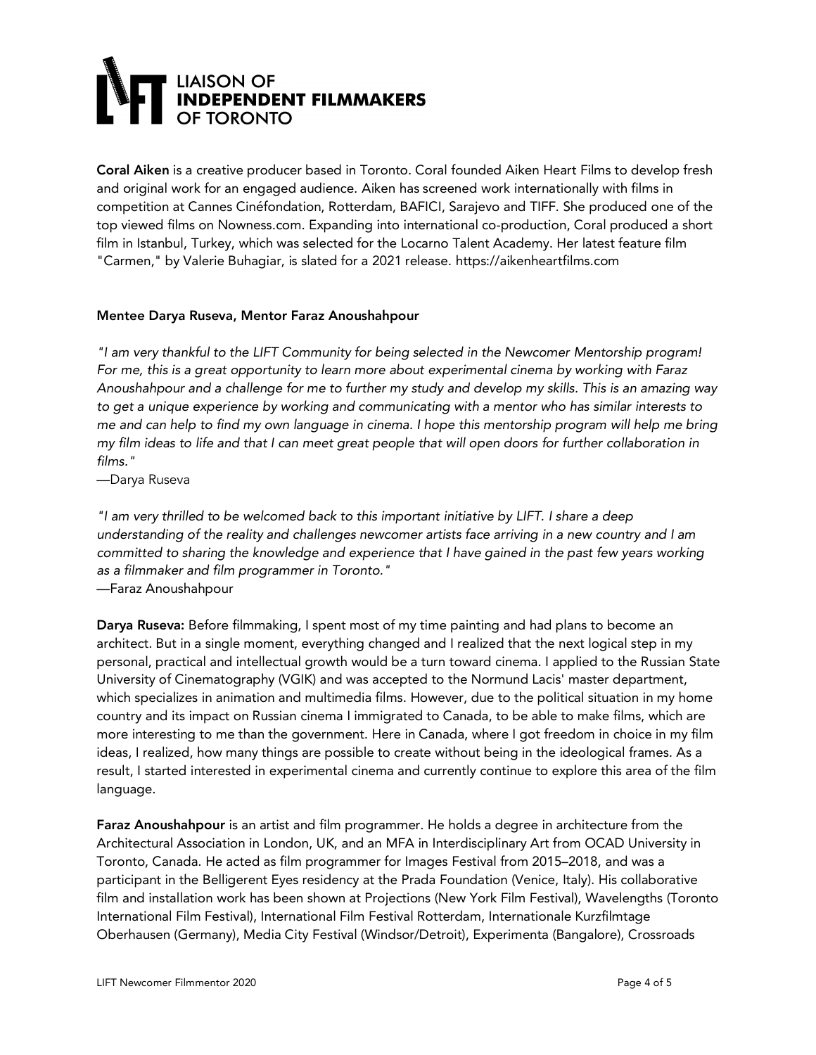**Coral Aiken** is a creative producer based in Toronto. Coral founded Aiken Heart Films to develop fresh and original work for an engaged audience. Aiken has screened work internationally with films in competition at Cannes Cinéfondation, Rotterdam, BAFICI, Sarajevo and TIFF. She produced one of the top viewed films on Nowness.com. Expanding into international co-production, Coral produced a short film in Istanbul, Turkey, which was selected for the Locarno Talent Academy. Her latest feature film "Carmen," by Valerie Buhagiar, is slated for a 2021 release. https://aikenheartfilms.com

**Mentee Darya Ruseva, Mentor Faraz Anoushahpour**

*"I am very thankful to the LIFT Community for being selected in the Newcomer Mentorship program! For me, this is a great opportunity to learn more about experimental cinema by working with Faraz Anoushahpour and a challenge for me to further my study and develop my skills. This is an amazing way to get a unique experience by working and communicating with a mentor who has similar interests to me and can help to find my own language in cinema. I hope this mentorship program will help me bring my film ideas to life and that I can meet great people that will open doors for further collaboration in films."*
—Darya Ruseva

*"I am very thrilled to be welcomed back to this important initiative by LIFT. I share a deep understanding of the reality and challenges newcomer artists face arriving in a new country and I am committed to sharing the knowledge and experience that I have gained in the past few years working as a filmmaker and film programmer in Toronto."*
—Faraz Anoushahpour

**Darya Ruseva:** Before filmmaking, I spent most of my time painting and had plans to become an architect. But in a single moment, everything changed and I realized that the next logical step in my personal, practical and intellectual growth would be a turn toward cinema. I applied to the Russian State University of Cinematography (VGIK) and was accepted to the Normund Lacis' master department, which specializes in animation and multimedia films. However, due to the political situation in my home country and its impact on Russian cinema I immigrated to Canada, to be able to make films, which are more interesting to me than the government. Here in Canada, where I got freedom in choice in my film ideas, I realized, how many things are possible to create without being in the ideological frames. As a result, I started interested in experimental cinema and currently continue to explore this area of the film language.

**Faraz Anoushahpour** is an artist and film programmer. He holds a degree in architecture from the Architectural Association in London, UK, and an MFA in Interdisciplinary Art from OCAD University in Toronto, Canada. He acted as film programmer for Images Festival from 2015–2018, and was a participant in the Belligerent Eyes residency at the Prada Foundation (Venice, Italy). His collaborative film and installation work has been shown at Projections (New York Film Festival), Wavelengths (Toronto International Film Festival), International Film Festival Rotterdam, Internationale Kurzfilmtage Oberhausen (Germany), Media City Festival (Windsor/Detroit), Experimenta (Bangalore), Crossroads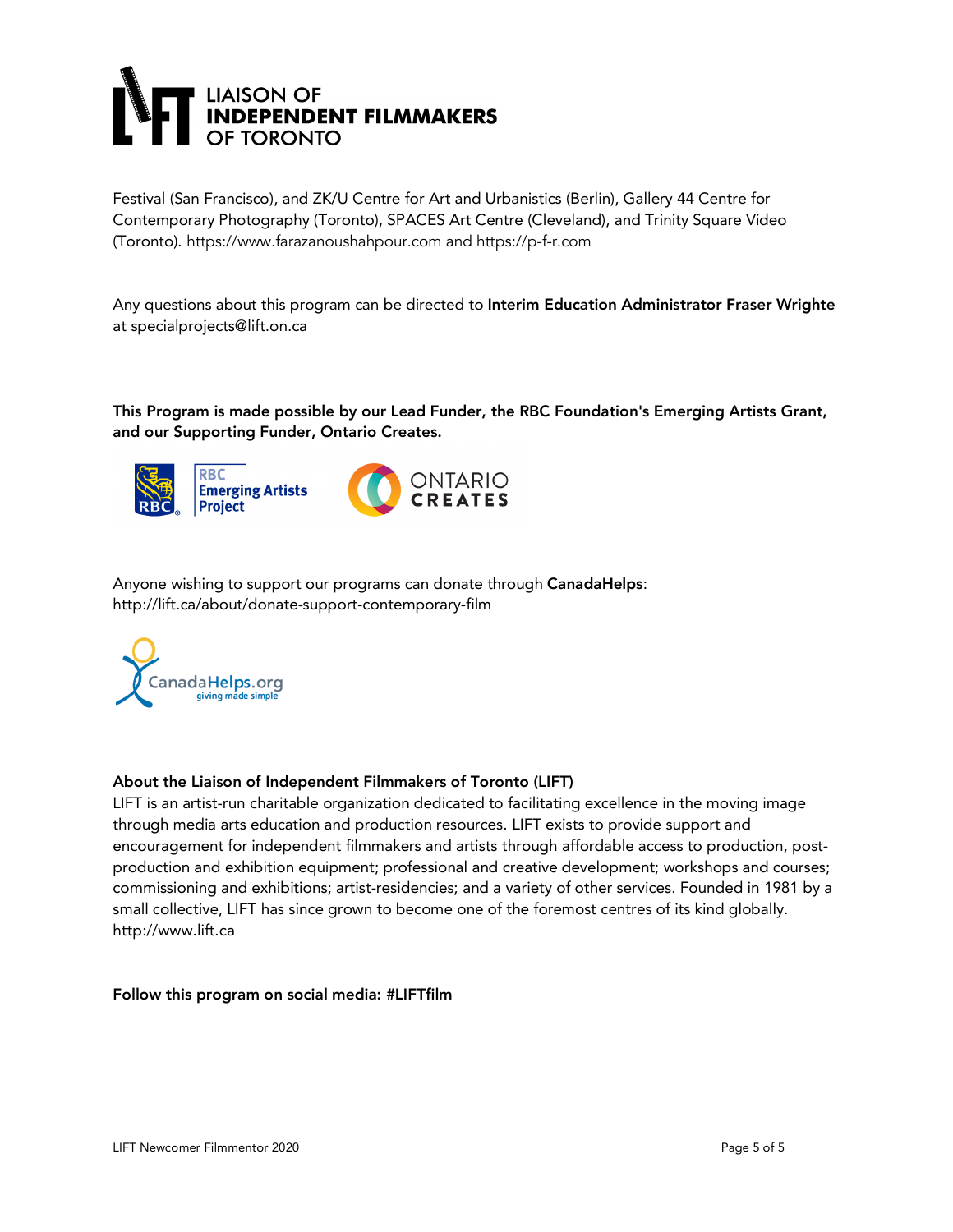Festival (San Francisco), and ZK/U Centre for Art and Urbanistics (Berlin), Gallery 44 Centre for Contemporary Photography (Toronto), SPACES Art Centre (Cleveland), and Trinity Square Video (Toronto). https://www.farazanoushahpour.com and https://p-f-r.com

Any questions about this program can be directed to **Interim Education Administrator Fraser Wrighte** at specialprojects@lift.on.ca

**This Program is made possible by our Lead Funder, the RBC Foundation's Emerging Artists Grant, and our Supporting Funder, Ontario Creates.**

Anyone wishing to support our programs can donate through **CanadaHelps**: http://lift.ca/about/donate-support-contemporary-film

**About the Liaison of Independent Filmmakers of Toronto (LIFT)**
LIFT is an artist-run charitable organization dedicated to facilitating excellence in the moving image through media arts education and production resources. LIFT exists to provide support and encouragement for independent filmmakers and artists through affordable access to production, post-production and exhibition equipment; professional and creative development; workshops and courses; commissioning and exhibitions; artist-residencies; and a variety of other services. Founded in 1981 by a small collective, LIFT has since grown to become one of the foremost centres of its kind globally. http://www.lift.ca

**Follow this program on social media: #LIFTfilm**